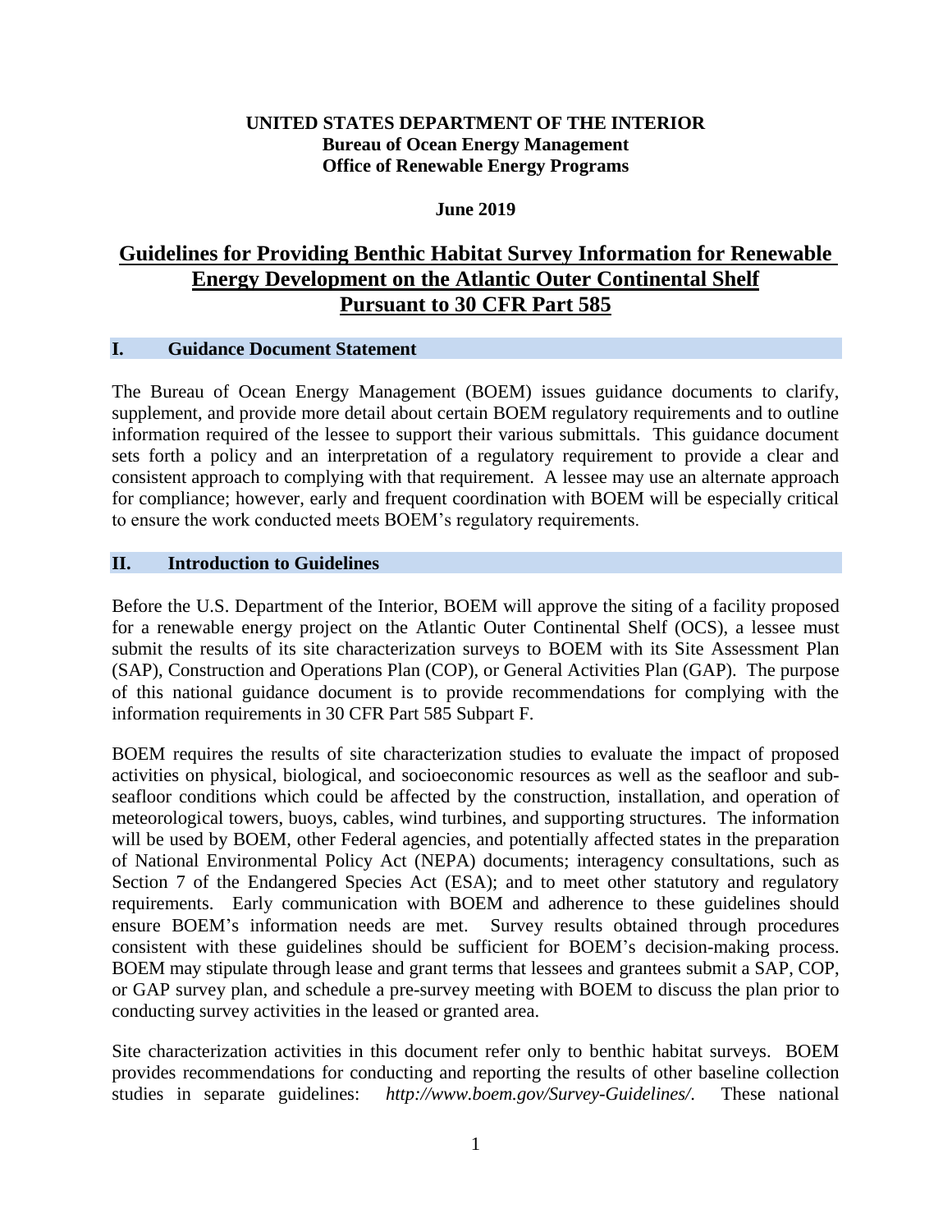**UNITED STATES DEPARTMENT OF THE INTERIOR**
**Bureau of Ocean Energy Management**
**Office of Renewable Energy Programs**

**June 2019**

# Guidelines for Providing Benthic Habitat Survey Information for Renewable Energy Development on the Atlantic Outer Continental Shelf Pursuant to 30 CFR Part 585

## I. Guidance Document Statement

The Bureau of Ocean Energy Management (BOEM) issues guidance documents to clarify, supplement, and provide more detail about certain BOEM regulatory requirements and to outline information required of the lessee to support their various submittals. This guidance document sets forth a policy and an interpretation of a regulatory requirement to provide a clear and consistent approach to complying with that requirement. A lessee may use an alternate approach for compliance; however, early and frequent coordination with BOEM will be especially critical to ensure the work conducted meets BOEM's regulatory requirements.

## II. Introduction to Guidelines

Before the U.S. Department of the Interior, BOEM will approve the siting of a facility proposed for a renewable energy project on the Atlantic Outer Continental Shelf (OCS), a lessee must submit the results of its site characterization surveys to BOEM with its Site Assessment Plan (SAP), Construction and Operations Plan (COP), or General Activities Plan (GAP). The purpose of this national guidance document is to provide recommendations for complying with the information requirements in 30 CFR Part 585 Subpart F.

BOEM requires the results of site characterization studies to evaluate the impact of proposed activities on physical, biological, and socioeconomic resources as well as the seafloor and sub-seafloor conditions which could be affected by the construction, installation, and operation of meteorological towers, buoys, cables, wind turbines, and supporting structures. The information will be used by BOEM, other Federal agencies, and potentially affected states in the preparation of National Environmental Policy Act (NEPA) documents; interagency consultations, such as Section 7 of the Endangered Species Act (ESA); and to meet other statutory and regulatory requirements. Early communication with BOEM and adherence to these guidelines should ensure BOEM's information needs are met. Survey results obtained through procedures consistent with these guidelines should be sufficient for BOEM's decision-making process. BOEM may stipulate through lease and grant terms that lessees and grantees submit a SAP, COP, or GAP survey plan, and schedule a pre-survey meeting with BOEM to discuss the plan prior to conducting survey activities in the leased or granted area.

Site characterization activities in this document refer only to benthic habitat surveys. BOEM provides recommendations for conducting and reporting the results of other baseline collection studies in separate guidelines: *http://www.boem.gov/Survey-Guidelines/*. These national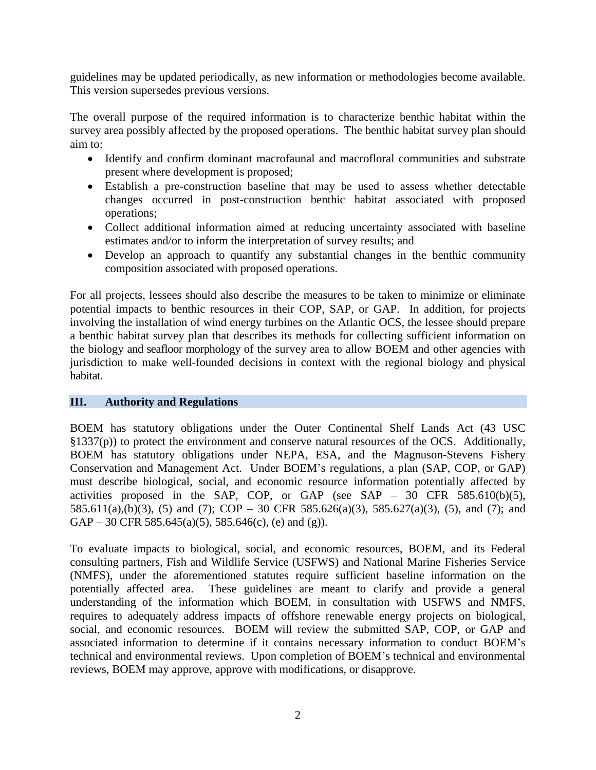guidelines may be updated periodically, as new information or methodologies become available. This version supersedes previous versions.

The overall purpose of the required information is to characterize benthic habitat within the survey area possibly affected by the proposed operations. The benthic habitat survey plan should aim to:

- Identify and confirm dominant macrofaunal and macrofloral communities and substrate present where development is proposed;
- Establish a pre-construction baseline that may be used to assess whether detectable changes occurred in post-construction benthic habitat associated with proposed operations;
- Collect additional information aimed at reducing uncertainty associated with baseline estimates and/or to inform the interpretation of survey results; and
- Develop an approach to quantify any substantial changes in the benthic community composition associated with proposed operations.

For all projects, lessees should also describe the measures to be taken to minimize or eliminate potential impacts to benthic resources in their COP, SAP, or GAP. In addition, for projects involving the installation of wind energy turbines on the Atlantic OCS, the lessee should prepare a benthic habitat survey plan that describes its methods for collecting sufficient information on the biology and seafloor morphology of the survey area to allow BOEM and other agencies with jurisdiction to make well-founded decisions in context with the regional biology and physical habitat.

## III. Authority and Regulations

BOEM has statutory obligations under the Outer Continental Shelf Lands Act (43 USC §1337(p)) to protect the environment and conserve natural resources of the OCS. Additionally, BOEM has statutory obligations under NEPA, ESA, and the Magnuson-Stevens Fishery Conservation and Management Act. Under BOEM's regulations, a plan (SAP, COP, or GAP) must describe biological, social, and economic resource information potentially affected by activities proposed in the SAP, COP, or GAP (see SAP – 30 CFR 585.610(b)(5), 585.611(a),(b)(3), (5) and (7); COP – 30 CFR 585.626(a)(3), 585.627(a)(3), (5), and (7); and GAP – 30 CFR 585.645(a)(5), 585.646(c), (e) and (g)).

To evaluate impacts to biological, social, and economic resources, BOEM, and its Federal consulting partners, Fish and Wildlife Service (USFWS) and National Marine Fisheries Service (NMFS), under the aforementioned statutes require sufficient baseline information on the potentially affected area. These guidelines are meant to clarify and provide a general understanding of the information which BOEM, in consultation with USFWS and NMFS, requires to adequately address impacts of offshore renewable energy projects on biological, social, and economic resources. BOEM will review the submitted SAP, COP, or GAP and associated information to determine if it contains necessary information to conduct BOEM's technical and environmental reviews. Upon completion of BOEM's technical and environmental reviews, BOEM may approve, approve with modifications, or disapprove.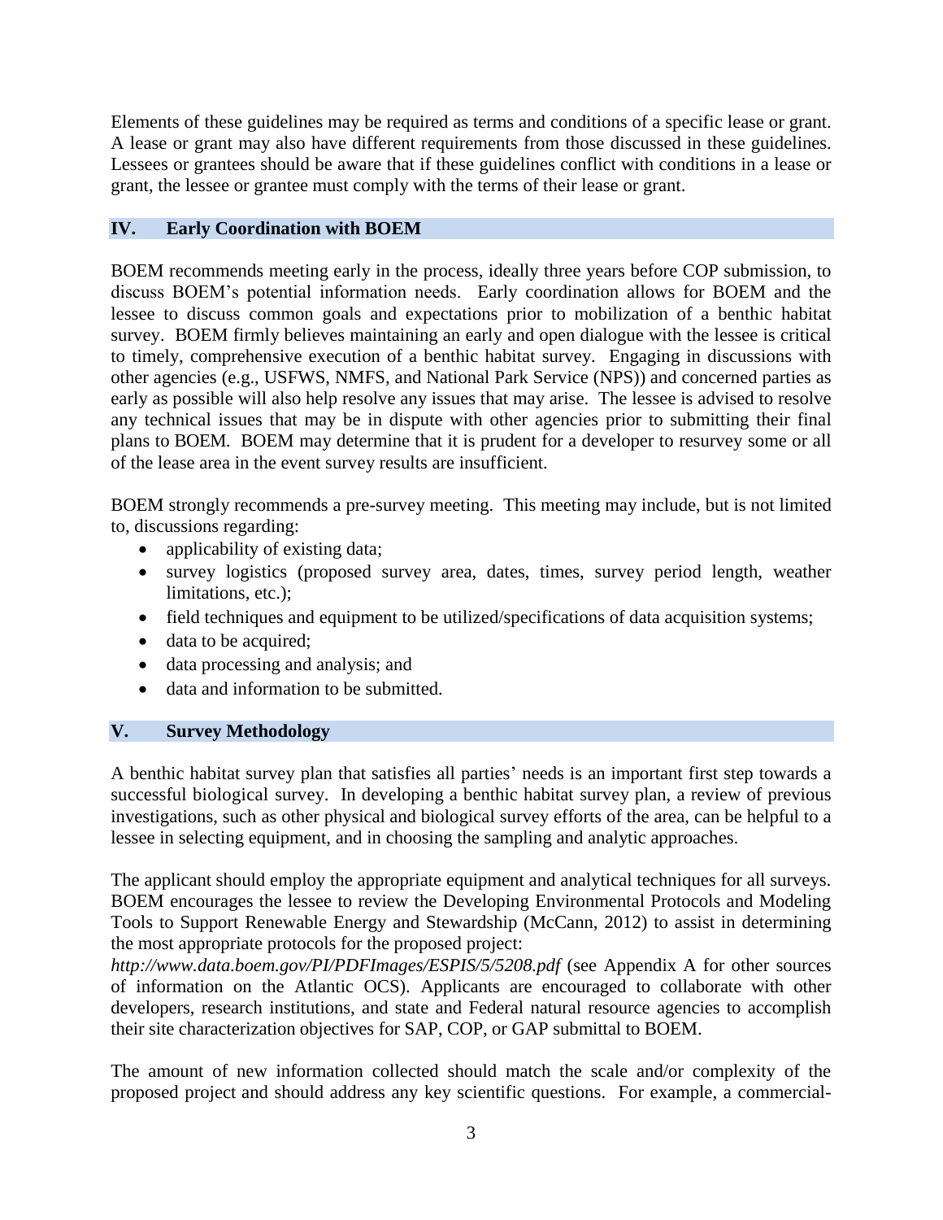Elements of these guidelines may be required as terms and conditions of a specific lease or grant. A lease or grant may also have different requirements from those discussed in these guidelines. Lessees or grantees should be aware that if these guidelines conflict with conditions in a lease or grant, the lessee or grantee must comply with the terms of their lease or grant.

## IV. Early Coordination with BOEM

BOEM recommends meeting early in the process, ideally three years before COP submission, to discuss BOEM's potential information needs. Early coordination allows for BOEM and the lessee to discuss common goals and expectations prior to mobilization of a benthic habitat survey. BOEM firmly believes maintaining an early and open dialogue with the lessee is critical to timely, comprehensive execution of a benthic habitat survey. Engaging in discussions with other agencies (e.g., USFWS, NMFS, and National Park Service (NPS)) and concerned parties as early as possible will also help resolve any issues that may arise. The lessee is advised to resolve any technical issues that may be in dispute with other agencies prior to submitting their final plans to BOEM. BOEM may determine that it is prudent for a developer to resurvey some or all of the lease area in the event survey results are insufficient.

BOEM strongly recommends a pre-survey meeting. This meeting may include, but is not limited to, discussions regarding:

- applicability of existing data;
- survey logistics (proposed survey area, dates, times, survey period length, weather limitations, etc.);
- field techniques and equipment to be utilized/specifications of data acquisition systems;
- data to be acquired;
- data processing and analysis; and
- data and information to be submitted.

## V. Survey Methodology

A benthic habitat survey plan that satisfies all parties' needs is an important first step towards a successful biological survey. In developing a benthic habitat survey plan, a review of previous investigations, such as other physical and biological survey efforts of the area, can be helpful to a lessee in selecting equipment, and in choosing the sampling and analytic approaches.

The applicant should employ the appropriate equipment and analytical techniques for all surveys. BOEM encourages the lessee to review the Developing Environmental Protocols and Modeling Tools to Support Renewable Energy and Stewardship (McCann, 2012) to assist in determining the most appropriate protocols for the proposed project: *http://www.data.boem.gov/PI/PDFImages/ESPIS/5/5208.pdf* (see Appendix A for other sources of information on the Atlantic OCS). Applicants are encouraged to collaborate with other developers, research institutions, and state and Federal natural resource agencies to accomplish their site characterization objectives for SAP, COP, or GAP submittal to BOEM.

The amount of new information collected should match the scale and/or complexity of the proposed project and should address any key scientific questions. For example, a commercial-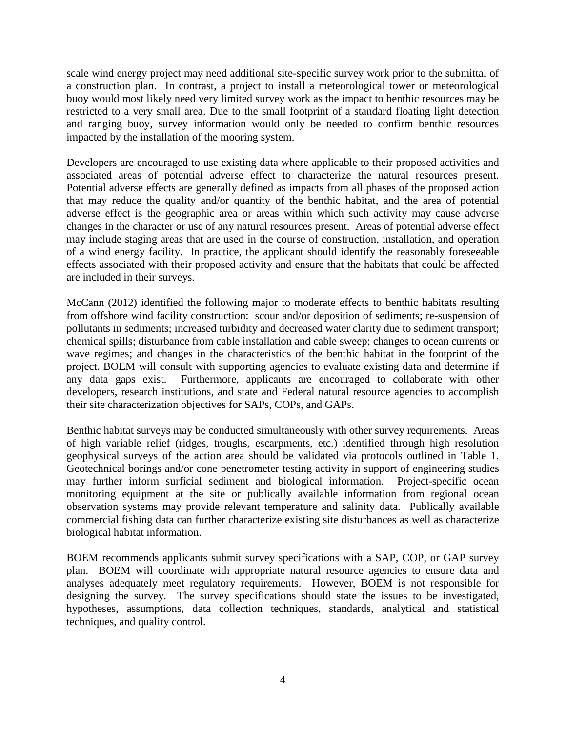scale wind energy project may need additional site-specific survey work prior to the submittal of a construction plan. In contrast, a project to install a meteorological tower or meteorological buoy would most likely need very limited survey work as the impact to benthic resources may be restricted to a very small area. Due to the small footprint of a standard floating light detection and ranging buoy, survey information would only be needed to confirm benthic resources impacted by the installation of the mooring system.

Developers are encouraged to use existing data where applicable to their proposed activities and associated areas of potential adverse effect to characterize the natural resources present. Potential adverse effects are generally defined as impacts from all phases of the proposed action that may reduce the quality and/or quantity of the benthic habitat, and the area of potential adverse effect is the geographic area or areas within which such activity may cause adverse changes in the character or use of any natural resources present. Areas of potential adverse effect may include staging areas that are used in the course of construction, installation, and operation of a wind energy facility. In practice, the applicant should identify the reasonably foreseeable effects associated with their proposed activity and ensure that the habitats that could be affected are included in their surveys.

McCann (2012) identified the following major to moderate effects to benthic habitats resulting from offshore wind facility construction: scour and/or deposition of sediments; re-suspension of pollutants in sediments; increased turbidity and decreased water clarity due to sediment transport; chemical spills; disturbance from cable installation and cable sweep; changes to ocean currents or wave regimes; and changes in the characteristics of the benthic habitat in the footprint of the project. BOEM will consult with supporting agencies to evaluate existing data and determine if any data gaps exist. Furthermore, applicants are encouraged to collaborate with other developers, research institutions, and state and Federal natural resource agencies to accomplish their site characterization objectives for SAPs, COPs, and GAPs.

Benthic habitat surveys may be conducted simultaneously with other survey requirements. Areas of high variable relief (ridges, troughs, escarpments, etc.) identified through high resolution geophysical surveys of the action area should be validated via protocols outlined in Table 1. Geotechnical borings and/or cone penetrometer testing activity in support of engineering studies may further inform surficial sediment and biological information. Project-specific ocean monitoring equipment at the site or publically available information from regional ocean observation systems may provide relevant temperature and salinity data. Publically available commercial fishing data can further characterize existing site disturbances as well as characterize biological habitat information.

BOEM recommends applicants submit survey specifications with a SAP, COP, or GAP survey plan. BOEM will coordinate with appropriate natural resource agencies to ensure data and analyses adequately meet regulatory requirements. However, BOEM is not responsible for designing the survey. The survey specifications should state the issues to be investigated, hypotheses, assumptions, data collection techniques, standards, analytical and statistical techniques, and quality control.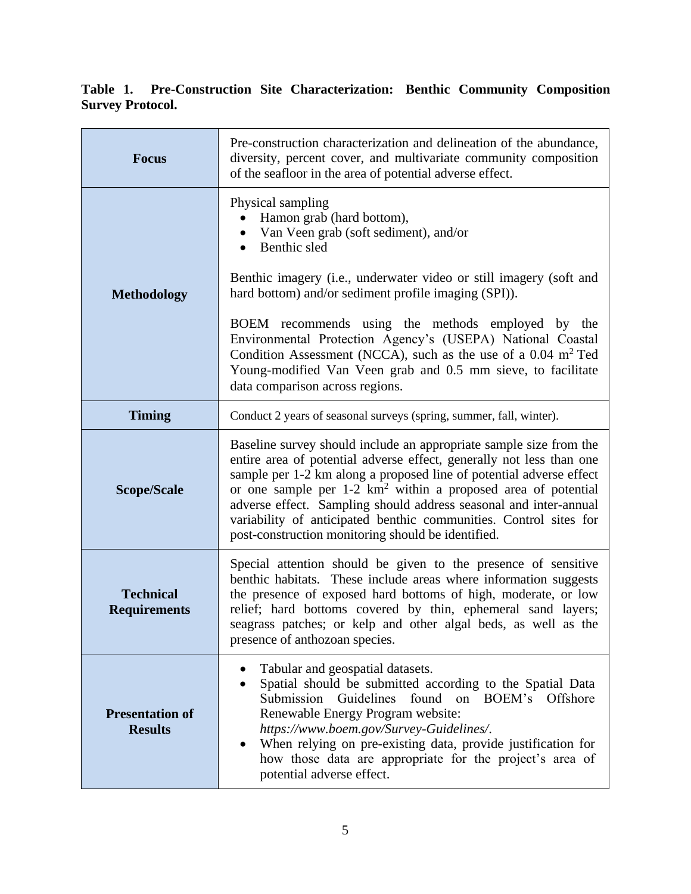**Table 1. Pre-Construction Site Characterization: Benthic Community Composition Survey Protocol.**

| | |
|---|---|
| **Focus** | Pre-construction characterization and delineation of the abundance, diversity, percent cover, and multivariate community composition of the seafloor in the area of potential adverse effect. |
| **Methodology** | Physical sampling<br>• Hamon grab (hard bottom),<br>• Van Veen grab (soft sediment), and/or<br>• Benthic sled<br><br>Benthic imagery (i.e., underwater video or still imagery (soft and hard bottom) and/or sediment profile imaging (SPI)).<br><br>BOEM recommends using the methods employed by the Environmental Protection Agency's (USEPA) National Coastal Condition Assessment (NCCA), such as the use of a 0.04 $m^2$ Ted Young-modified Van Veen grab and 0.5 mm sieve, to facilitate data comparison across regions. |
| **Timing** | Conduct 2 years of seasonal surveys (spring, summer, fall, winter). |
| **Scope/Scale** | Baseline survey should include an appropriate sample size from the entire area of potential adverse effect, generally not less than one sample per 1-2 km along a proposed line of potential adverse effect or one sample per 1-2 $km^2$ within a proposed area of potential adverse effect. Sampling should address seasonal and inter-annual variability of anticipated benthic communities. Control sites for post-construction monitoring should be identified. |
| **Technical Requirements** | Special attention should be given to the presence of sensitive benthic habitats. These include areas where information suggests the presence of exposed hard bottoms of high, moderate, or low relief; hard bottoms covered by thin, ephemeral sand layers; seagrass patches; or kelp and other algal beds, as well as the presence of anthozoan species. |
| **Presentation of Results** | • Tabular and geospatial datasets.<br>• Spatial should be submitted according to the Spatial Data Submission Guidelines found on BOEM's Offshore Renewable Energy Program website: *https://www.boem.gov/Survey-Guidelines/*.<br>• When relying on pre-existing data, provide justification for how those data are appropriate for the project's area of potential adverse effect. |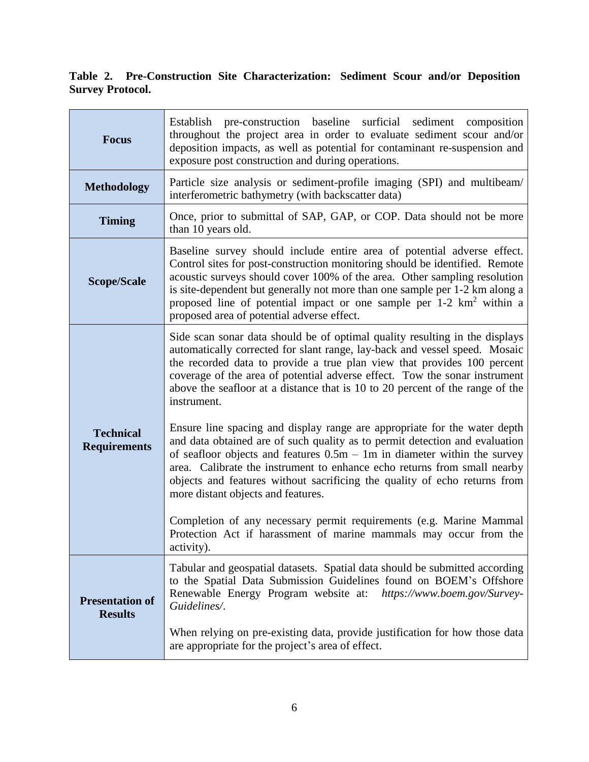**Table 2. Pre-Construction Site Characterization: Sediment Scour and/or Deposition Survey Protocol.**

| | |
|---|---|
| **Focus** | Establish pre-construction baseline surficial sediment composition throughout the project area in order to evaluate sediment scour and/or deposition impacts, as well as potential for contaminant re-suspension and exposure post construction and during operations. |
| **Methodology** | Particle size analysis or sediment-profile imaging (SPI) and multibeam/ interferometric bathymetry (with backscatter data) |
| **Timing** | Once, prior to submittal of SAP, GAP, or COP. Data should not be more than 10 years old. |
| **Scope/Scale** | Baseline survey should include entire area of potential adverse effect. Control sites for post-construction monitoring should be identified. Remote acoustic surveys should cover 100% of the area. Other sampling resolution is site-dependent but generally not more than one sample per 1-2 km along a proposed line of potential impact or one sample per 1-2 $km^2$ within a proposed area of potential adverse effect. |
| **Technical Requirements** | Side scan sonar data should be of optimal quality resulting in the displays automatically corrected for slant range, lay-back and vessel speed. Mosaic the recorded data to provide a true plan view that provides 100 percent coverage of the area of potential adverse effect. Tow the sonar instrument above the seafloor at a distance that is 10 to 20 percent of the range of the instrument.<br><br>Ensure line spacing and display range are appropriate for the water depth and data obtained are of such quality as to permit detection and evaluation of seafloor objects and features 0.5m – 1m in diameter within the survey area. Calibrate the instrument to enhance echo returns from small nearby objects and features without sacrificing the quality of echo returns from more distant objects and features.<br><br>Completion of any necessary permit requirements (e.g. Marine Mammal Protection Act if harassment of marine mammals may occur from the activity). |
| **Presentation of Results** | Tabular and geospatial datasets. Spatial data should be submitted according to the Spatial Data Submission Guidelines found on BOEM's Offshore Renewable Energy Program website at: *https://www.boem.gov/Survey-Guidelines/*.<br><br>When relying on pre-existing data, provide justification for how those data are appropriate for the project's area of effect. |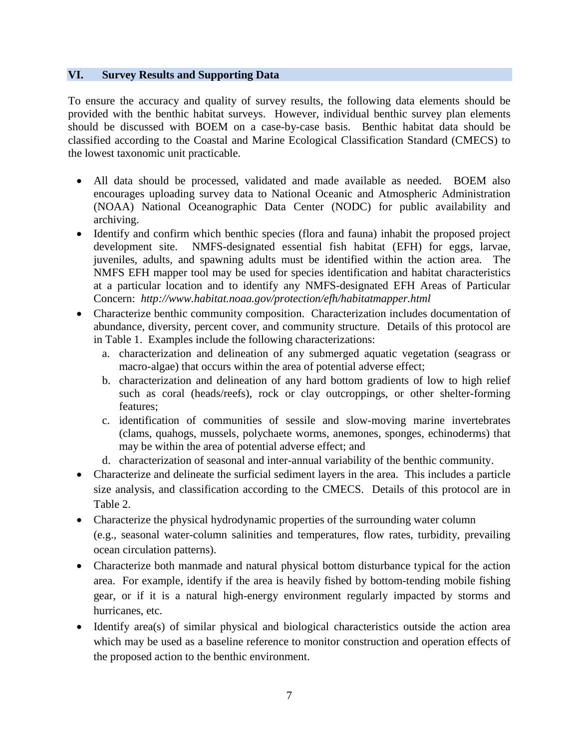## VI. Survey Results and Supporting Data

To ensure the accuracy and quality of survey results, the following data elements should be provided with the benthic habitat surveys. However, individual benthic survey plan elements should be discussed with BOEM on a case-by-case basis. Benthic habitat data should be classified according to the Coastal and Marine Ecological Classification Standard (CMECS) to the lowest taxonomic unit practicable.

- All data should be processed, validated and made available as needed. BOEM also encourages uploading survey data to National Oceanic and Atmospheric Administration (NOAA) National Oceanographic Data Center (NODC) for public availability and archiving.
- Identify and confirm which benthic species (flora and fauna) inhabit the proposed project development site. NMFS-designated essential fish habitat (EFH) for eggs, larvae, juveniles, adults, and spawning adults must be identified within the action area. The NMFS EFH mapper tool may be used for species identification and habitat characteristics at a particular location and to identify any NMFS-designated EFH Areas of Particular Concern: *http://www.habitat.noaa.gov/protection/efh/habitatmapper.html*
- Characterize benthic community composition. Characterization includes documentation of abundance, diversity, percent cover, and community structure. Details of this protocol are in Table 1. Examples include the following characterizations:
    a. characterization and delineation of any submerged aquatic vegetation (seagrass or macro-algae) that occurs within the area of potential adverse effect;
    b. characterization and delineation of any hard bottom gradients of low to high relief such as coral (heads/reefs), rock or clay outcroppings, or other shelter-forming features;
    c. identification of communities of sessile and slow-moving marine invertebrates (clams, quahogs, mussels, polychaete worms, anemones, sponges, echinoderms) that may be within the area of potential adverse effect; and
    d. characterization of seasonal and inter-annual variability of the benthic community.
- Characterize and delineate the surficial sediment layers in the area. This includes a particle size analysis, and classification according to the CMECS. Details of this protocol are in Table 2.
- Characterize the physical hydrodynamic properties of the surrounding water column (e.g., seasonal water-column salinities and temperatures, flow rates, turbidity, prevailing ocean circulation patterns).
- Characterize both manmade and natural physical bottom disturbance typical for the action area. For example, identify if the area is heavily fished by bottom-tending mobile fishing gear, or if it is a natural high-energy environment regularly impacted by storms and hurricanes, etc.
- Identify area(s) of similar physical and biological characteristics outside the action area which may be used as a baseline reference to monitor construction and operation effects of the proposed action to the benthic environment.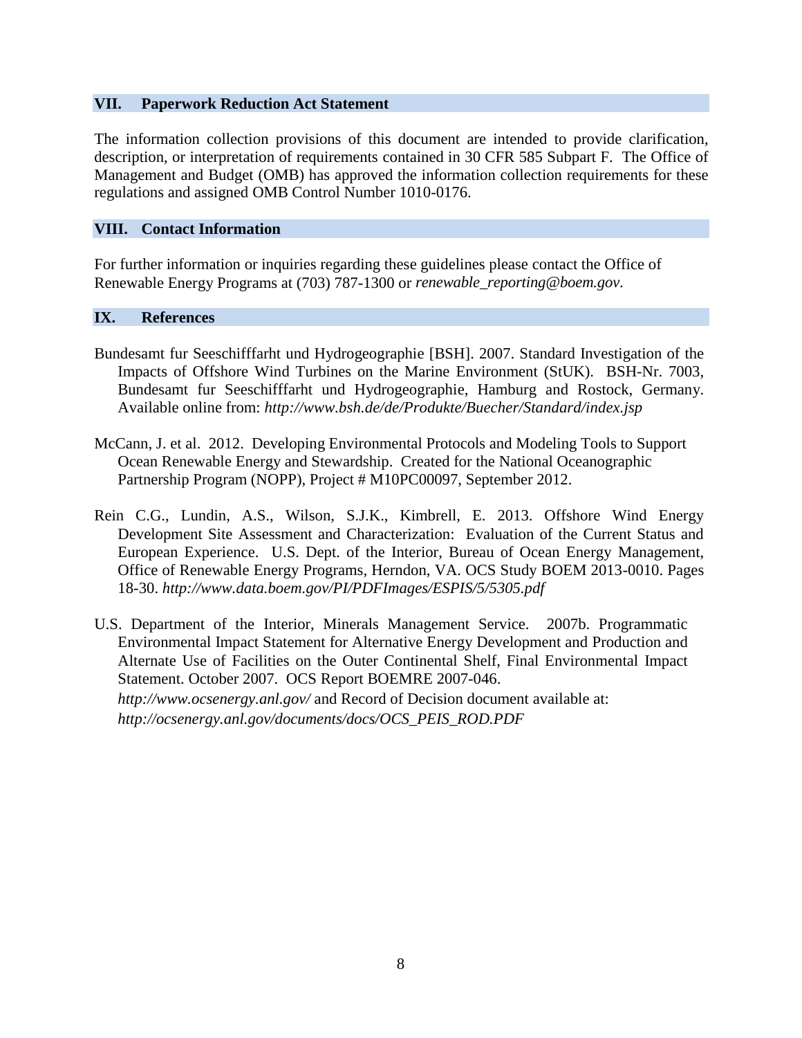## VII. Paperwork Reduction Act Statement

The information collection provisions of this document are intended to provide clarification, description, or interpretation of requirements contained in 30 CFR 585 Subpart F. The Office of Management and Budget (OMB) has approved the information collection requirements for these regulations and assigned OMB Control Number 1010-0176.

## VIII. Contact Information

For further information or inquiries regarding these guidelines please contact the Office of Renewable Energy Programs at (703) 787-1300 or *renewable_reporting@boem.gov*.

## IX. References

Bundesamt fur Seeschifffarht und Hydrogeographie [BSH]. 2007. Standard Investigation of the Impacts of Offshore Wind Turbines on the Marine Environment (StUK). BSH-Nr. 7003, Bundesamt fur Seeschifffarht und Hydrogeographie, Hamburg and Rostock, Germany. Available online from: *http://www.bsh.de/de/Produkte/Buecher/Standard/index.jsp*

McCann, J. et al. 2012. Developing Environmental Protocols and Modeling Tools to Support Ocean Renewable Energy and Stewardship. Created for the National Oceanographic Partnership Program (NOPP), Project # M10PC00097, September 2012.

Rein C.G., Lundin, A.S., Wilson, S.J.K., Kimbrell, E. 2013. Offshore Wind Energy Development Site Assessment and Characterization: Evaluation of the Current Status and European Experience. U.S. Dept. of the Interior, Bureau of Ocean Energy Management, Office of Renewable Energy Programs, Herndon, VA. OCS Study BOEM 2013-0010. Pages 18-30. *http://www.data.boem.gov/PI/PDFImages/ESPIS/5/5305.pdf*

U.S. Department of the Interior, Minerals Management Service. 2007b. Programmatic Environmental Impact Statement for Alternative Energy Development and Production and Alternate Use of Facilities on the Outer Continental Shelf, Final Environmental Impact Statement. October 2007. OCS Report BOEMRE 2007-046. *http://www.ocsenergy.anl.gov/* and Record of Decision document available at: *http://ocsenergy.anl.gov/documents/docs/OCS_PEIS_ROD.PDF*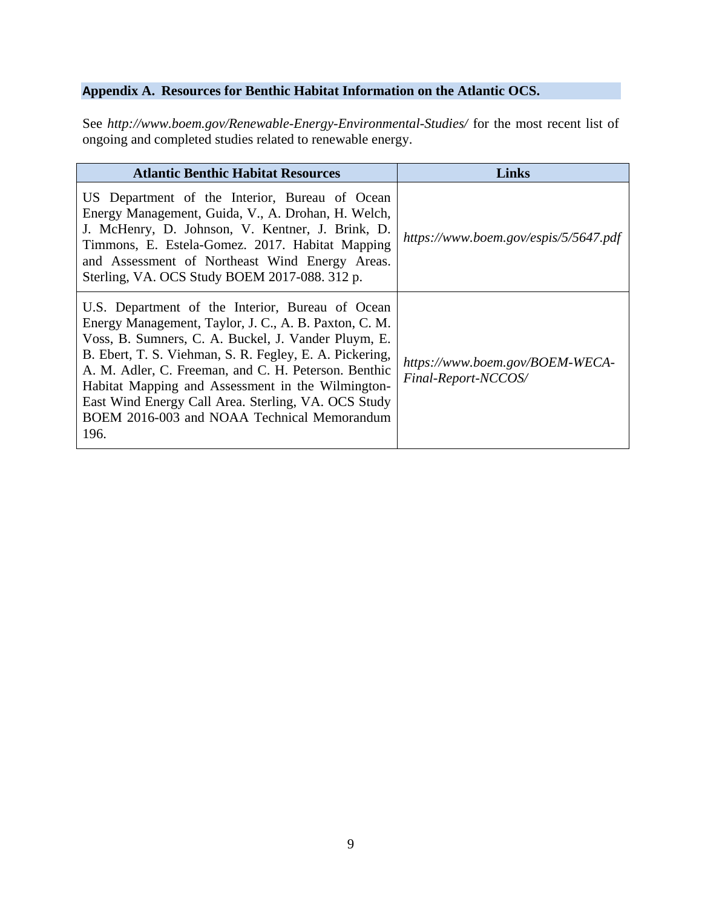## Appendix A. Resources for Benthic Habitat Information on the Atlantic OCS.

See *http://www.boem.gov/Renewable-Energy-Environmental-Studies/* for the most recent list of ongoing and completed studies related to renewable energy.

| Atlantic Benthic Habitat Resources | Links |
| --- | --- |
| US Department of the Interior, Bureau of Ocean Energy Management, Guida, V., A. Drohan, H. Welch, J. McHenry, D. Johnson, V. Kentner, J. Brink, D. Timmons, E. Estela-Gomez. 2017. Habitat Mapping and Assessment of Northeast Wind Energy Areas. Sterling, VA. OCS Study BOEM 2017-088. 312 p. | *https://www.boem.gov/espis/5/5647.pdf* |
| U.S. Department of the Interior, Bureau of Ocean Energy Management, Taylor, J. C., A. B. Paxton, C. M. Voss, B. Sumners, C. A. Buckel, J. Vander Pluym, E. B. Ebert, T. S. Viehman, S. R. Fegley, E. A. Pickering, A. M. Adler, C. Freeman, and C. H. Peterson. Benthic Habitat Mapping and Assessment in the Wilmington-East Wind Energy Call Area. Sterling, VA. OCS Study BOEM 2016-003 and NOAA Technical Memorandum 196. | *https://www.boem.gov/BOEM-WECA-Final-Report-NCCOS/* |